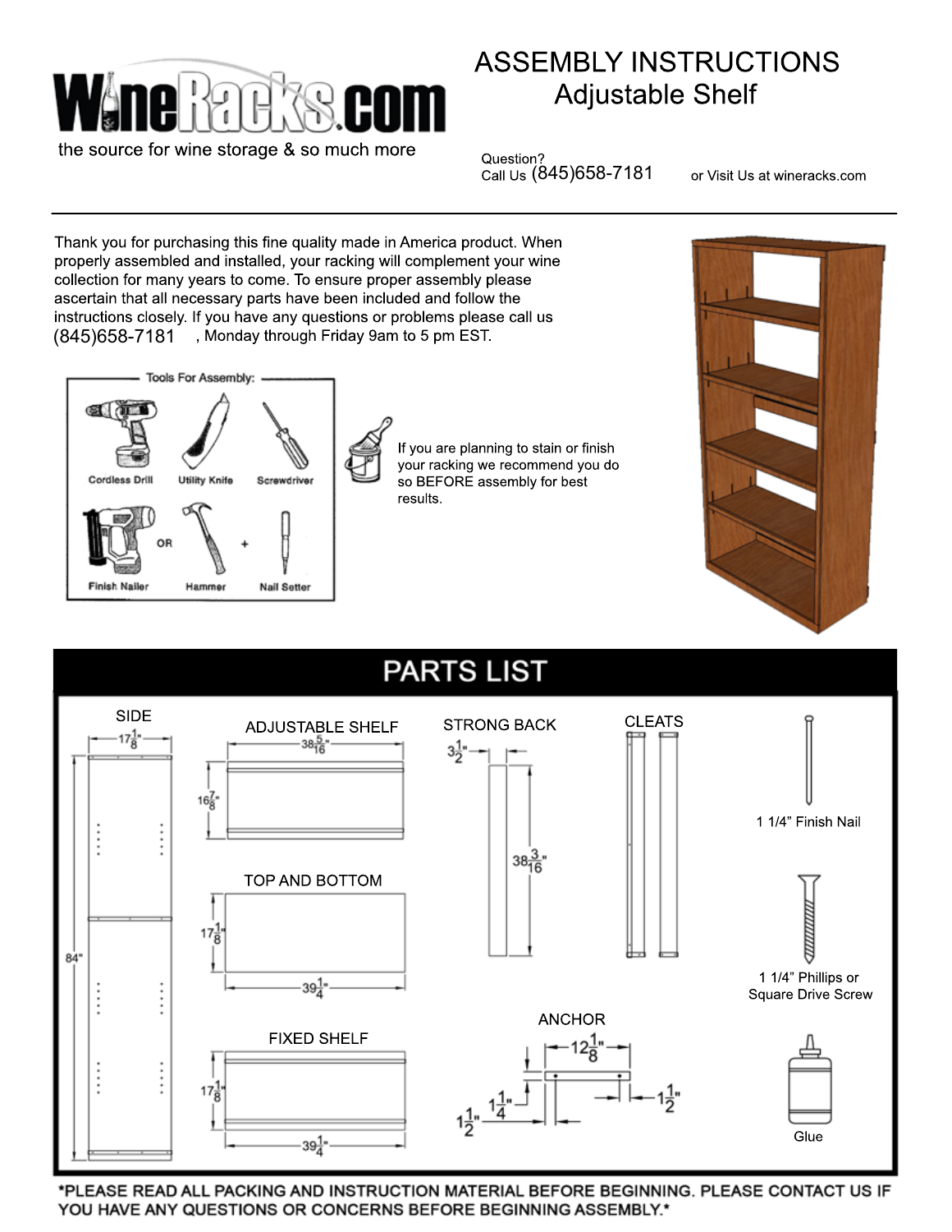WineRacks.com

the source for wine storage & so much more

# ASSEMBLY INSTRUCTIONS
## Adjustable Shelf

Question?
Call Us (845)658-7181 or Visit Us at wineracks.com

Thank you for purchasing this fine quality made in America product. When properly assembled and installed, your racking will complement your wine collection for many years to come. To ensure proper assembly please ascertain that all necessary parts have been included and follow the instructions closely. If you have any questions or problems please call us (845)658-7181, Monday through Friday 9am to 5 pm EST.

**Tools For Assembly:**

- Cordless Drill
- Utility Knife
- Screwdriver
- Finish Nailer OR Hammer + Nail Setter

If you are planning to stain or finish your racking we recommend you do so BEFORE assembly for best results.

## PARTS LIST

- SIDE — $17\frac{1}{8}$" × 84"
- ADJUSTABLE SHELF — $38\frac{5}{16}$" × $16\frac{7}{8}$"
- STRONG BACK — $3\frac{1}{2}$" × $38\frac{3}{16}$"
- CLEATS
- 1 1/4" Finish Nail
- TOP AND BOTTOM — $39\frac{1}{4}$" × $17\frac{1}{8}$"
- 1 1/4" Phillips or Square Drive Screw
- ANCHOR — $12\frac{1}{8}$", $1\frac{1}{4}$", $1\frac{1}{2}$", $1\frac{1}{2}$"
- FIXED SHELF — $39\frac{1}{4}$" × $17\frac{1}{8}$"
- Glue

**\*PLEASE READ ALL PACKING AND INSTRUCTION MATERIAL BEFORE BEGINNING. PLEASE CONTACT US IF YOU HAVE ANY QUESTIONS OR CONCERNS BEFORE BEGINNING ASSEMBLY.\***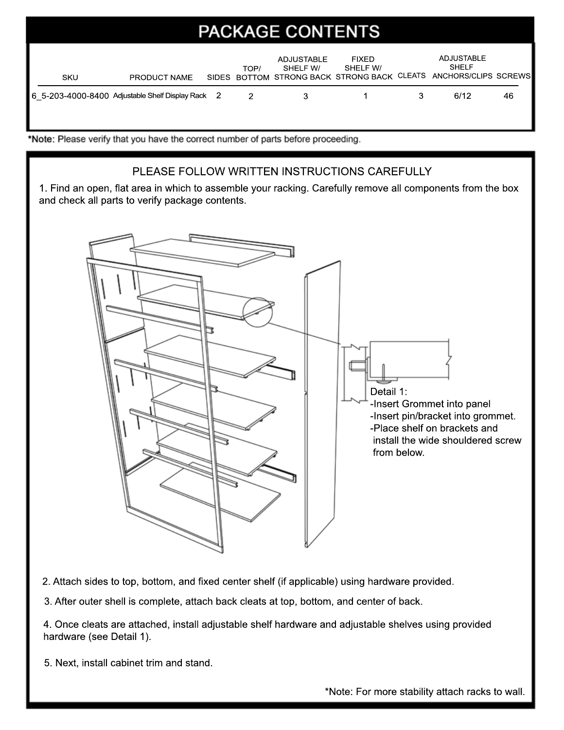# PACKAGE CONTENTS

| SKU | PRODUCT NAME | SIDES | TOP/ BOTTOM | ADJUSTABLE SHELF W/ STRONG BACK | FIXED SHELF W/ STRONG BACK | CLEATS | ADJUSTABLE SHELF ANCHORS/CLIPS | SCREWS |
|---|---|---|---|---|---|---|---|---|
| 6_5-203-4000-8400 | Adjustable Shelf Display Rack | 2 | 2 | 3 | 1 | 3 | 6/12 | 46 |

***Note:** Please verify that you have the correct number of parts before proceeding.

## PLEASE FOLLOW WRITTEN INSTRUCTIONS CAREFULLY

1. Find an open, flat area in which to assemble your racking. Carefully remove all components from the box and check all parts to verify package contents.

Detail 1:
-Insert Grommet into panel
-Insert pin/bracket into grommet.
-Place shelf on brackets and install the wide shouldered screw from below.

2. Attach sides to top, bottom, and fixed center shelf (if applicable) using hardware provided.

3. After outer shell is complete, attach back cleats at top, bottom, and center of back.

4. Once cleats are attached, install adjustable shelf hardware and adjustable shelves using provided hardware (see Detail 1).

5. Next, install cabinet trim and stand.

*Note: For more stability attach racks to wall.